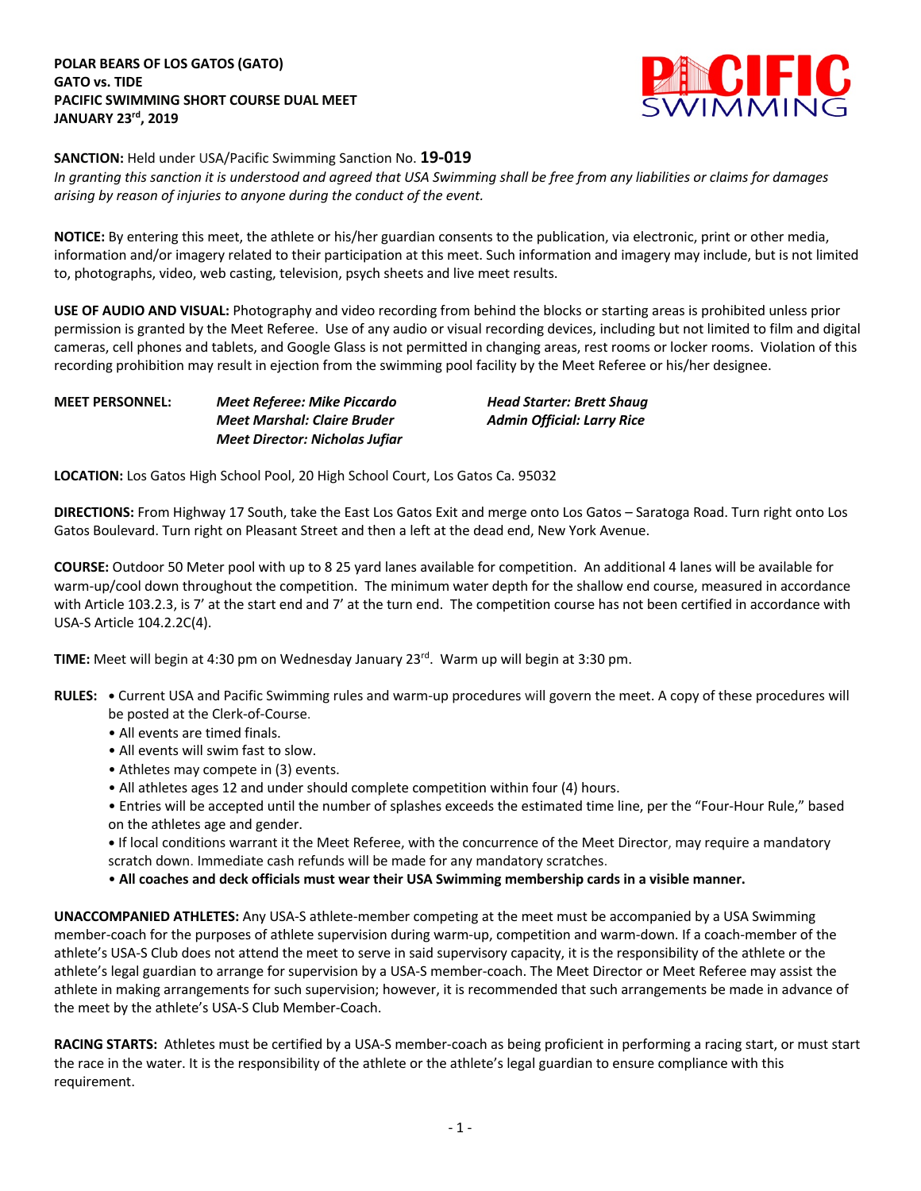**POLAR BEARS OF LOS GATOS (GATO)**
**GATO vs. TIDE**
**PACIFIC SWIMMING SHORT COURSE DUAL MEET**
**JANUARY 23rd, 2019**

**SANCTION:** Held under USA/Pacific Swimming Sanction No. **19-019**
*In granting this sanction it is understood and agreed that USA Swimming shall be free from any liabilities or claims for damages arising by reason of injuries to anyone during the conduct of the event.*

**NOTICE:** By entering this meet, the athlete or his/her guardian consents to the publication, via electronic, print or other media, information and/or imagery related to their participation at this meet. Such information and imagery may include, but is not limited to, photographs, video, web casting, television, psych sheets and live meet results.

**USE OF AUDIO AND VISUAL:** Photography and video recording from behind the blocks or starting areas is prohibited unless prior permission is granted by the Meet Referee. Use of any audio or visual recording devices, including but not limited to film and digital cameras, cell phones and tablets, and Google Glass is not permitted in changing areas, rest rooms or locker rooms. Violation of this recording prohibition may result in ejection from the swimming pool facility by the Meet Referee or his/her designee.

**MEET PERSONNEL:**
*Meet Referee: Mike Piccardo*
*Meet Marshal: Claire Bruder*
*Meet Director: Nicholas Jufiar*
*Head Starter: Brett Shaug*
*Admin Official: Larry Rice*

**LOCATION:** Los Gatos High School Pool, 20 High School Court, Los Gatos Ca. 95032

**DIRECTIONS:** From Highway 17 South, take the East Los Gatos Exit and merge onto Los Gatos – Saratoga Road. Turn right onto Los Gatos Boulevard. Turn right on Pleasant Street and then a left at the dead end, New York Avenue.

**COURSE:** Outdoor 50 Meter pool with up to 8 25 yard lanes available for competition. An additional 4 lanes will be available for warm-up/cool down throughout the competition. The minimum water depth for the shallow end course, measured in accordance with Article 103.2.3, is 7' at the start end and 7' at the turn end. The competition course has not been certified in accordance with USA-S Article 104.2.2C(4).

**TIME:** Meet will begin at 4:30 pm on Wednesday January 23rd. Warm up will begin at 3:30 pm.

**RULES:**
- Current USA and Pacific Swimming rules and warm-up procedures will govern the meet. A copy of these procedures will be posted at the Clerk-of-Course.
- All events are timed finals.
- All events will swim fast to slow.
- Athletes may compete in (3) events.
- All athletes ages 12 and under should complete competition within four (4) hours.
- Entries will be accepted until the number of splashes exceeds the estimated time line, per the "Four-Hour Rule," based on the athletes age and gender.
- If local conditions warrant it the Meet Referee, with the concurrence of the Meet Director, may require a mandatory scratch down. Immediate cash refunds will be made for any mandatory scratches.
- **All coaches and deck officials must wear their USA Swimming membership cards in a visible manner.**

**UNACCOMPANIED ATHLETES:** Any USA-S athlete-member competing at the meet must be accompanied by a USA Swimming member-coach for the purposes of athlete supervision during warm-up, competition and warm-down. If a coach-member of the athlete's USA-S Club does not attend the meet to serve in said supervisory capacity, it is the responsibility of the athlete or the athlete's legal guardian to arrange for supervision by a USA-S member-coach. The Meet Director or Meet Referee may assist the athlete in making arrangements for such supervision; however, it is recommended that such arrangements be made in advance of the meet by the athlete's USA-S Club Member-Coach.

**RACING STARTS:** Athletes must be certified by a USA-S member-coach as being proficient in performing a racing start, or must start the race in the water. It is the responsibility of the athlete or the athlete's legal guardian to ensure compliance with this requirement.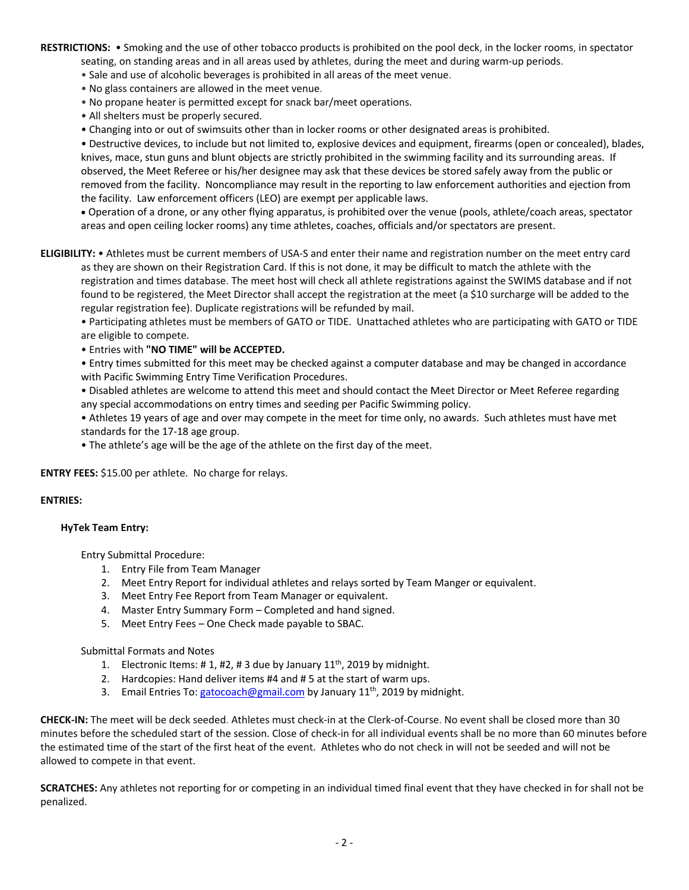**RESTRICTIONS:** • Smoking and the use of other tobacco products is prohibited on the pool deck, in the locker rooms, in spectator seating, on standing areas and in all areas used by athletes, during the meet and during warm-up periods.

• Sale and use of alcoholic beverages is prohibited in all areas of the meet venue.

• No glass containers are allowed in the meet venue.

• No propane heater is permitted except for snack bar/meet operations.

• All shelters must be properly secured.

• Changing into or out of swimsuits other than in locker rooms or other designated areas is prohibited.

• Destructive devices, to include but not limited to, explosive devices and equipment, firearms (open or concealed), blades, knives, mace, stun guns and blunt objects are strictly prohibited in the swimming facility and its surrounding areas. If observed, the Meet Referee or his/her designee may ask that these devices be stored safely away from the public or removed from the facility. Noncompliance may result in the reporting to law enforcement authorities and ejection from the facility. Law enforcement officers (LEO) are exempt per applicable laws.

• Operation of a drone, or any other flying apparatus, is prohibited over the venue (pools, athlete/coach areas, spectator areas and open ceiling locker rooms) any time athletes, coaches, officials and/or spectators are present.

**ELIGIBILITY:** • Athletes must be current members of USA-S and enter their name and registration number on the meet entry card as they are shown on their Registration Card. If this is not done, it may be difficult to match the athlete with the registration and times database. The meet host will check all athlete registrations against the SWIMS database and if not found to be registered, the Meet Director shall accept the registration at the meet (a $10 surcharge will be added to the regular registration fee). Duplicate registrations will be refunded by mail.

• Participating athletes must be members of GATO or TIDE. Unattached athletes who are participating with GATO or TIDE are eligible to compete.

• Entries with **"NO TIME" will be ACCEPTED.**

• Entry times submitted for this meet may be checked against a computer database and may be changed in accordance with Pacific Swimming Entry Time Verification Procedures.

• Disabled athletes are welcome to attend this meet and should contact the Meet Director or Meet Referee regarding any special accommodations on entry times and seeding per Pacific Swimming policy.

• Athletes 19 years of age and over may compete in the meet for time only, no awards. Such athletes must have met standards for the 17-18 age group.

• The athlete's age will be the age of the athlete on the first day of the meet.

**ENTRY FEES:** $15.00 per athlete. No charge for relays.

**ENTRIES:**

**HyTek Team Entry:**

Entry Submittal Procedure:

1. Entry File from Team Manager
2. Meet Entry Report for individual athletes and relays sorted by Team Manger or equivalent.
3. Meet Entry Fee Report from Team Manager or equivalent.
4. Master Entry Summary Form – Completed and hand signed.
5. Meet Entry Fees – One Check made payable to SBAC.

Submittal Formats and Notes

1. Electronic Items: # 1, #2, # 3 due by January 11th, 2019 by midnight.
2. Hardcopies: Hand deliver items #4 and # 5 at the start of warm ups.
3. Email Entries To: gatocoach@gmail.com by January 11th, 2019 by midnight.

**CHECK-IN:** The meet will be deck seeded. Athletes must check-in at the Clerk-of-Course. No event shall be closed more than 30 minutes before the scheduled start of the session. Close of check-in for all individual events shall be no more than 60 minutes before the estimated time of the start of the first heat of the event. Athletes who do not check in will not be seeded and will not be allowed to compete in that event.

**SCRATCHES:** Any athletes not reporting for or competing in an individual timed final event that they have checked in for shall not be penalized.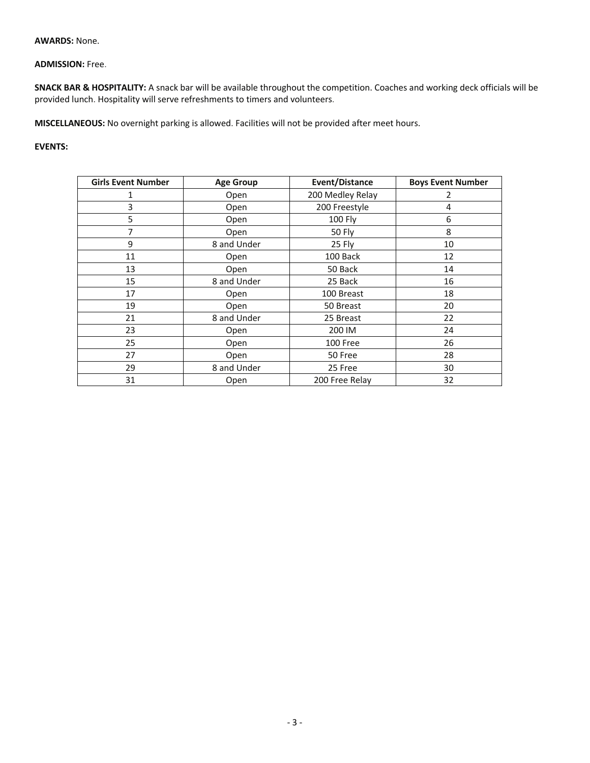**AWARDS:** None.

**ADMISSION:** Free.

**SNACK BAR & HOSPITALITY:** A snack bar will be available throughout the competition. Coaches and working deck officials will be provided lunch. Hospitality will serve refreshments to timers and volunteers.

**MISCELLANEOUS:** No overnight parking is allowed. Facilities will not be provided after meet hours.

**EVENTS:**

| Girls Event Number | Age Group | Event/Distance | Boys Event Number |
|---|---|---|---|
| 1 | Open | 200 Medley Relay | 2 |
| 3 | Open | 200 Freestyle | 4 |
| 5 | Open | 100 Fly | 6 |
| 7 | Open | 50 Fly | 8 |
| 9 | 8 and Under | 25 Fly | 10 |
| 11 | Open | 100 Back | 12 |
| 13 | Open | 50 Back | 14 |
| 15 | 8 and Under | 25 Back | 16 |
| 17 | Open | 100 Breast | 18 |
| 19 | Open | 50 Breast | 20 |
| 21 | 8 and Under | 25 Breast | 22 |
| 23 | Open | 200 IM | 24 |
| 25 | Open | 100 Free | 26 |
| 27 | Open | 50 Free | 28 |
| 29 | 8 and Under | 25 Free | 30 |
| 31 | Open | 200 Free Relay | 32 |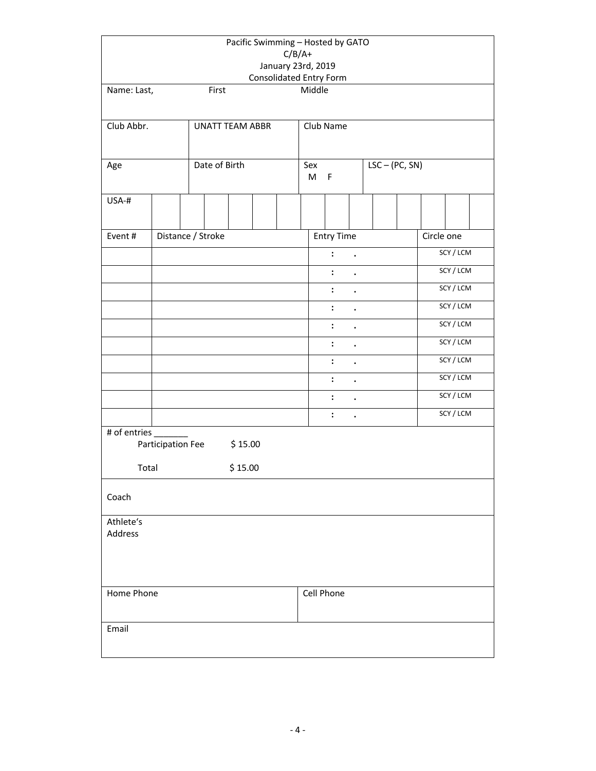Pacific Swimming – Hosted by GATO
C/B/A+
January 23rd, 2019
Consolidated Entry Form

| | | | |
|---|---|---|---|
| Name: Last, | First | Middle | |
| Club Abbr. | UNATT TEAM ABBR | Club Name | |
| Age | Date of Birth | Sex<br>M F | LSC – (PC, SN) |

| USA-# | | | | | | | | | | | | | | |
|---|---|---|---|---|---|---|---|---|---|---|---|---|---|---|

| Event # | Distance / Stroke | Entry Time | Circle one |
|---|---|---|---|
| | | : . | SCY / LCM |
| | | : . | SCY / LCM |
| | | : . | SCY / LCM |
| | | : . | SCY / LCM |
| | | : . | SCY / LCM |
| | | : . | SCY / LCM |
| | | : . | SCY / LCM |
| | | : . | SCY / LCM |
| | | : . | SCY / LCM |
| | | : . | SCY / LCM |

# of entries _______

Participation Fee $ 15.00

Total $ 15.00

Coach

Athlete's Address

| | |
|---|---|
| Home Phone | Cell Phone |

Email